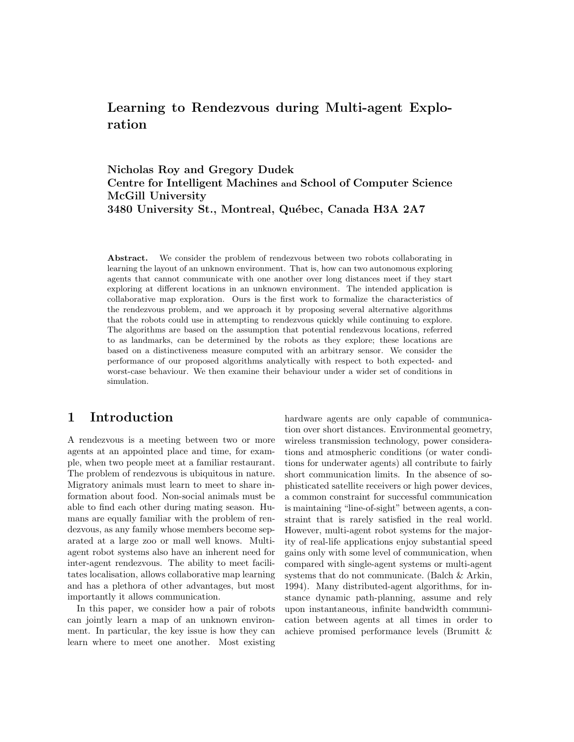# Learning to Rendezvous during Multi-agent Exploration

**Nicholas Roy and Gregory Dudek**
**Centre for Intelligent Machines and School of Computer Science**
**McGill University**
**3480 University St., Montreal, Québec, Canada H3A 2A7**

**Abstract.** We consider the problem of rendezvous between two robots collaborating in learning the layout of an unknown environment. That is, how can two autonomous exploring agents that cannot communicate with one another over long distances meet if they start exploring at different locations in an unknown environment. The intended application is collaborative map exploration. Ours is the first work to formalize the characteristics of the rendezvous problem, and we approach it by proposing several alternative algorithms that the robots could use in attempting to rendezvous quickly while continuing to explore. The algorithms are based on the assumption that potential rendezvous locations, referred to as landmarks, can be determined by the robots as they explore; these locations are based on a distinctiveness measure computed with an arbitrary sensor. We consider the performance of our proposed algorithms analytically with respect to both expected- and worst-case behaviour. We then examine their behaviour under a wider set of conditions in simulation.

## 1 Introduction

A rendezvous is a meeting between two or more agents at an appointed place and time, for example, when two people meet at a familiar restaurant. The problem of rendezvous is ubiquitous in nature. Migratory animals must learn to meet to share information about food. Non-social animals must be able to find each other during mating season. Humans are equally familiar with the problem of rendezvous, as any family whose members become separated at a large zoo or mall well knows. Multi-agent robot systems also have an inherent need for inter-agent rendezvous. The ability to meet facilitates localisation, allows collaborative map learning and has a plethora of other advantages, but most importantly it allows communication.

In this paper, we consider how a pair of robots can jointly learn a map of an unknown environment. In particular, the key issue is how they can learn where to meet one another. Most existing hardware agents are only capable of communication over short distances. Environmental geometry, wireless transmission technology, power considerations and atmospheric conditions (or water conditions for underwater agents) all contribute to fairly short communication limits. In the absence of sophisticated satellite receivers or high power devices, a common constraint for successful communication is maintaining "line-of-sight" between agents, a constraint that is rarely satisfied in the real world. However, multi-agent robot systems for the majority of real-life applications enjoy substantial speed gains only with some level of communication, when compared with single-agent systems or multi-agent systems that do not communicate. (Balch & Arkin, 1994). Many distributed-agent algorithms, for instance dynamic path-planning, assume and rely upon instantaneous, infinite bandwidth communication between agents at all times in order to achieve promised performance levels (Brumitt &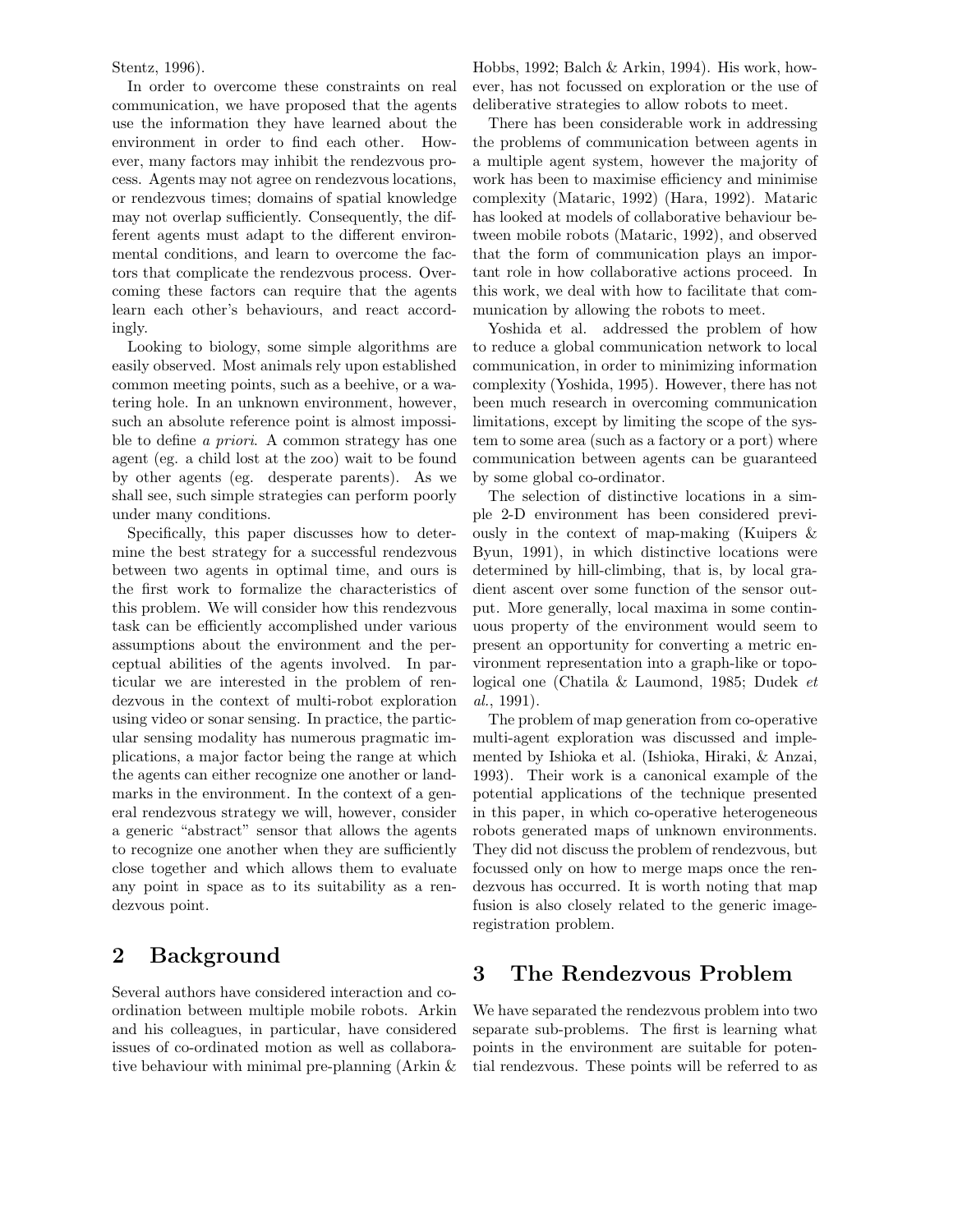Stentz, 1996).

In order to overcome these constraints on real communication, we have proposed that the agents use the information they have learned about the environment in order to find each other. However, many factors may inhibit the rendezvous process. Agents may not agree on rendezvous locations, or rendezvous times; domains of spatial knowledge may not overlap sufficiently. Consequently, the different agents must adapt to the different environmental conditions, and learn to overcome the factors that complicate the rendezvous process. Overcoming these factors can require that the agents learn each other's behaviours, and react accordingly.

Looking to biology, some simple algorithms are easily observed. Most animals rely upon established common meeting points, such as a beehive, or a watering hole. In an unknown environment, however, such an absolute reference point is almost impossible to define *a priori*. A common strategy has one agent (eg. a child lost at the zoo) wait to be found by other agents (eg. desperate parents). As we shall see, such simple strategies can perform poorly under many conditions.

Specifically, this paper discusses how to determine the best strategy for a successful rendezvous between two agents in optimal time, and ours is the first work to formalize the characteristics of this problem. We will consider how this rendezvous task can be efficiently accomplished under various assumptions about the environment and the perceptual abilities of the agents involved. In particular we are interested in the problem of rendezvous in the context of multi-robot exploration using video or sonar sensing. In practice, the particular sensing modality has numerous pragmatic implications, a major factor being the range at which the agents can either recognize one another or landmarks in the environment. In the context of a general rendezvous strategy we will, however, consider a generic "abstract" sensor that allows the agents to recognize one another when they are sufficiently close together and which allows them to evaluate any point in space as to its suitability as a rendezvous point.

## 2 Background

Several authors have considered interaction and coordination between multiple mobile robots. Arkin and his colleagues, in particular, have considered issues of co-ordinated motion as well as collaborative behaviour with minimal pre-planning (Arkin & Hobbs, 1992; Balch & Arkin, 1994). His work, however, has not focussed on exploration or the use of deliberative strategies to allow robots to meet.

There has been considerable work in addressing the problems of communication between agents in a multiple agent system, however the majority of work has been to maximise efficiency and minimise complexity (Mataric, 1992) (Hara, 1992). Mataric has looked at models of collaborative behaviour between mobile robots (Mataric, 1992), and observed that the form of communication plays an important role in how collaborative actions proceed. In this work, we deal with how to facilitate that communication by allowing the robots to meet.

Yoshida et al. addressed the problem of how to reduce a global communication network to local communication, in order to minimizing information complexity (Yoshida, 1995). However, there has not been much research in overcoming communication limitations, except by limiting the scope of the system to some area (such as a factory or a port) where communication between agents can be guaranteed by some global co-ordinator.

The selection of distinctive locations in a simple 2-D environment has been considered previously in the context of map-making (Kuipers & Byun, 1991), in which distinctive locations were determined by hill-climbing, that is, by local gradient ascent over some function of the sensor output. More generally, local maxima in some continuous property of the environment would seem to present an opportunity for converting a metric environment representation into a graph-like or topological one (Chatila & Laumond, 1985; Dudek *et al.*, 1991).

The problem of map generation from co-operative multi-agent exploration was discussed and implemented by Ishioka et al. (Ishioka, Hiraki, & Anzai, 1993). Their work is a canonical example of the potential applications of the technique presented in this paper, in which co-operative heterogeneous robots generated maps of unknown environments. They did not discuss the problem of rendezvous, but focussed only on how to merge maps once the rendezvous has occurred. It is worth noting that map fusion is also closely related to the generic image-registration problem.

## 3 The Rendezvous Problem

We have separated the rendezvous problem into two separate sub-problems. The first is learning what points in the environment are suitable for potential rendezvous. These points will be referred to as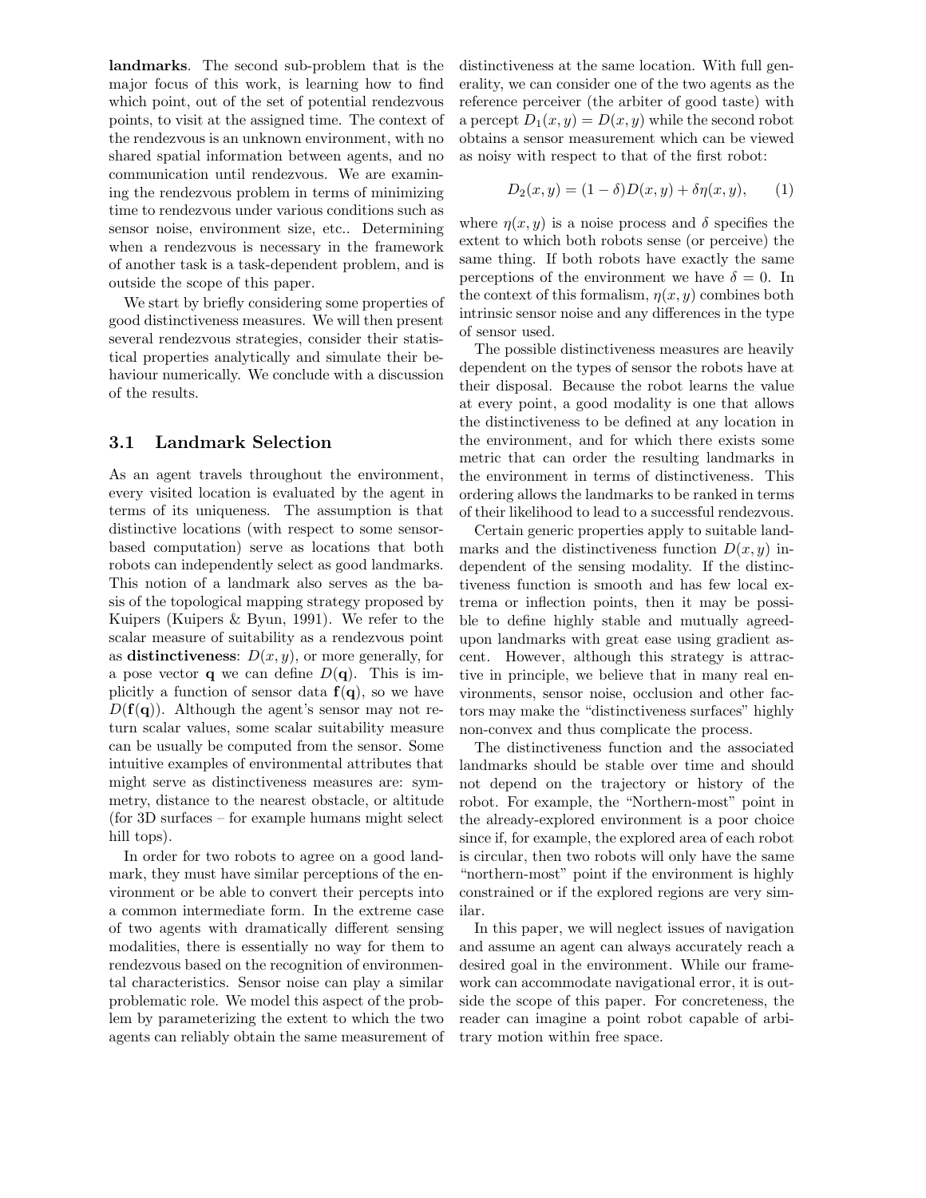**landmarks**. The second sub-problem that is the major focus of this work, is learning how to find which point, out of the set of potential rendezvous points, to visit at the assigned time. The context of the rendezvous is an unknown environment, with no shared spatial information between agents, and no communication until rendezvous. We are examining the rendezvous problem in terms of minimizing time to rendezvous under various conditions such as sensor noise, environment size, etc.. Determining when a rendezvous is necessary in the framework of another task is a task-dependent problem, and is outside the scope of this paper.

We start by briefly considering some properties of good distinctiveness measures. We will then present several rendezvous strategies, consider their statistical properties analytically and simulate their behaviour numerically. We conclude with a discussion of the results.

### 3.1 Landmark Selection

As an agent travels throughout the environment, every visited location is evaluated by the agent in terms of its uniqueness. The assumption is that distinctive locations (with respect to some sensor-based computation) serve as locations that both robots can independently select as good landmarks. This notion of a landmark also serves as the basis of the topological mapping strategy proposed by Kuipers (Kuipers & Byun, 1991). We refer to the scalar measure of suitability as a rendezvous point as **distinctiveness**: $D(x, y)$, or more generally, for a pose vector $\mathbf{q}$ we can define $D(\mathbf{q})$. This is implicitly a function of sensor data $\mathbf{f}(\mathbf{q})$, so we have $D(\mathbf{f}(\mathbf{q}))$. Although the agent's sensor may not return scalar values, some scalar suitability measure can be usually be computed from the sensor. Some intuitive examples of environmental attributes that might serve as distinctiveness measures are: symmetry, distance to the nearest obstacle, or altitude (for 3D surfaces – for example humans might select hill tops).

In order for two robots to agree on a good landmark, they must have similar perceptions of the environment or be able to convert their percepts into a common intermediate form. In the extreme case of two agents with dramatically different sensing modalities, there is essentially no way for them to rendezvous based on the recognition of environmental characteristics. Sensor noise can play a similar problematic role. We model this aspect of the problem by parameterizing the extent to which the two agents can reliably obtain the same measurement of distinctiveness at the same location. With full generality, we can consider one of the two agents as the reference perceiver (the arbiter of good taste) with a percept $D_1(x, y) = D(x, y)$ while the second robot obtains a sensor measurement which can be viewed as noisy with respect to that of the first robot:

$$D_2(x, y) = (1 - \delta)D(x, y) + \delta\eta(x, y), \qquad (1)$$

where $\eta(x, y)$ is a noise process and $\delta$ specifies the extent to which both robots sense (or perceive) the same thing. If both robots have exactly the same perceptions of the environment we have $\delta = 0$. In the context of this formalism, $\eta(x, y)$ combines both intrinsic sensor noise and any differences in the type of sensor used.

The possible distinctiveness measures are heavily dependent on the types of sensor the robots have at their disposal. Because the robot learns the value at every point, a good modality is one that allows the distinctiveness to be defined at any location in the environment, and for which there exists some metric that can order the resulting landmarks in the environment in terms of distinctiveness. This ordering allows the landmarks to be ranked in terms of their likelihood to lead to a successful rendezvous.

Certain generic properties apply to suitable landmarks and the distinctiveness function $D(x, y)$ independent of the sensing modality. If the distinctiveness function is smooth and has few local extrema or inflection points, then it may be possible to define highly stable and mutually agreed-upon landmarks with great ease using gradient ascent. However, although this strategy is attractive in principle, we believe that in many real environments, sensor noise, occlusion and other factors may make the "distinctiveness surfaces" highly non-convex and thus complicate the process.

The distinctiveness function and the associated landmarks should be stable over time and should not depend on the trajectory or history of the robot. For example, the "Northern-most" point in the already-explored environment is a poor choice since if, for example, the explored area of each robot is circular, then two robots will only have the same "northern-most" point if the environment is highly constrained or if the explored regions are very similar.

In this paper, we will neglect issues of navigation and assume an agent can always accurately reach a desired goal in the environment. While our framework can accommodate navigational error, it is outside the scope of this paper. For concreteness, the reader can imagine a point robot capable of arbitrary motion within free space.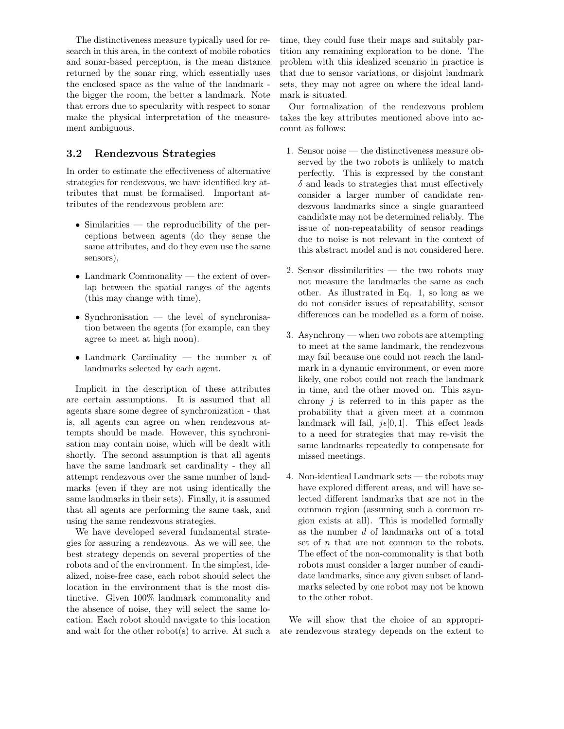The distinctiveness measure typically used for research in this area, in the context of mobile robotics and sonar-based perception, is the mean distance returned by the sonar ring, which essentially uses the enclosed space as the value of the landmark - the bigger the room, the better a landmark. Note that errors due to specularity with respect to sonar make the physical interpretation of the measurement ambiguous.

### 3.2 Rendezvous Strategies

In order to estimate the effectiveness of alternative strategies for rendezvous, we have identified key attributes that must be formalised. Important attributes of the rendezvous problem are:

- Similarities — the reproducibility of the perceptions between agents (do they sense the same attributes, and do they even use the same sensors),
- Landmark Commonality — the extent of overlap between the spatial ranges of the agents (this may change with time),
- Synchronisation — the level of synchronisation between the agents (for example, can they agree to meet at high noon).
- Landmark Cardinality — the number $n$ of landmarks selected by each agent.

Implicit in the description of these attributes are certain assumptions. It is assumed that all agents share some degree of synchronization - that is, all agents can agree on when rendezvous attempts should be made. However, this synchronisation may contain noise, which will be dealt with shortly. The second assumption is that all agents have the same landmark set cardinality - they all attempt rendezvous over the same number of landmarks (even if they are not using identically the same landmarks in their sets). Finally, it is assumed that all agents are performing the same task, and using the same rendezvous strategies.

We have developed several fundamental strategies for assuring a rendezvous. As we will see, the best strategy depends on several properties of the robots and of the environment. In the simplest, idealized, noise-free case, each robot should select the location in the environment that is the most distinctive. Given 100% landmark commonality and the absence of noise, they will select the same location. Each robot should navigate to this location and wait for the other robot(s) to arrive. At such a time, they could fuse their maps and suitably partition any remaining exploration to be done. The problem with this idealized scenario in practice is that due to sensor variations, or disjoint landmark sets, they may not agree on where the ideal landmark is situated.

Our formalization of the rendezvous problem takes the key attributes mentioned above into account as follows:

1. Sensor noise — the distinctiveness measure observed by the two robots is unlikely to match perfectly. This is expressed by the constant $\delta$ and leads to strategies that must effectively consider a larger number of candidate rendezvous landmarks since a single guaranteed candidate may not be determined reliably. The issue of non-repeatability of sensor readings due to noise is not relevant in the context of this abstract model and is not considered here.

2. Sensor dissimilarities — the two robots may not measure the landmarks the same as each other. As illustrated in Eq. 1, so long as we do not consider issues of repeatability, sensor differences can be modelled as a form of noise.

3. Asynchrony — when two robots are attempting to meet at the same landmark, the rendezvous may fail because one could not reach the landmark in a dynamic environment, or even more likely, one robot could not reach the landmark in time, and the other moved on. This asynchrony $j$ is referred to in this paper as the probability that a given meet at a common landmark will fail, $j \epsilon [0, 1]$. This effect leads to a need for strategies that may re-visit the same landmarks repeatedly to compensate for missed meetings.

4. Non-identical Landmark sets — the robots may have explored different areas, and will have selected different landmarks that are not in the common region (assuming such a common region exists at all). This is modelled formally as the number $d$ of landmarks out of a total set of $n$ that are not common to the robots. The effect of the non-commonality is that both robots must consider a larger number of candidate landmarks, since any given subset of landmarks selected by one robot may not be known to the other robot.

We will show that the choice of an appropriate rendezvous strategy depends on the extent to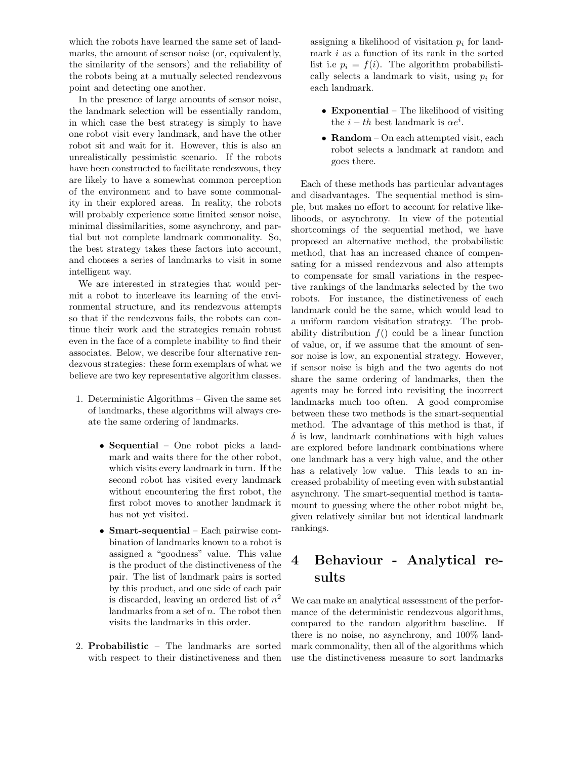which the robots have learned the same set of landmarks, the amount of sensor noise (or, equivalently, the similarity of the sensors) and the reliability of the robots being at a mutually selected rendezvous point and detecting one another.

In the presence of large amounts of sensor noise, the landmark selection will be essentially random, in which case the best strategy is simply to have one robot visit every landmark, and have the other robot sit and wait for it. However, this is also an unrealistically pessimistic scenario. If the robots have been constructed to facilitate rendezvous, they are likely to have a somewhat common perception of the environment and to have some commonality in their explored areas. In reality, the robots will probably experience some limited sensor noise, minimal dissimilarities, some asynchrony, and partial but not complete landmark commonality. So, the best strategy takes these factors into account, and chooses a series of landmarks to visit in some intelligent way.

We are interested in strategies that would permit a robot to interleave its learning of the environmental structure, and its rendezvous attempts so that if the rendezvous fails, the robots can continue their work and the strategies remain robust even in the face of a complete inability to find their associates. Below, we describe four alternative rendezvous strategies: these form exemplars of what we believe are two key representative algorithm classes.

1. Deterministic Algorithms – Given the same set of landmarks, these algorithms will always create the same ordering of landmarks.
   - **Sequential** – One robot picks a landmark and waits there for the other robot, which visits every landmark in turn. If the second robot has visited every landmark without encountering the first robot, the first robot moves to another landmark it has not yet visited.
   - **Smart-sequential** – Each pairwise combination of landmarks known to a robot is assigned a "goodness" value. This value is the product of the distinctiveness of the pair. The list of landmark pairs is sorted by this product, and one side of each pair is discarded, leaving an ordered list of $n^2$ landmarks from a set of $n$. The robot then visits the landmarks in this order.
2. **Probabilistic** – The landmarks are sorted with respect to their distinctiveness and then assigning a likelihood of visitation $p_i$ for landmark $i$ as a function of its rank in the sorted list i.e $p_i = f(i)$. The algorithm probabilistically selects a landmark to visit, using $p_i$ for each landmark.
   - **Exponential** – The likelihood of visiting the $i-th$ best landmark is $\alpha e^i$.
   - **Random** – On each attempted visit, each robot selects a landmark at random and goes there.

Each of these methods has particular advantages and disadvantages. The sequential method is simple, but makes no effort to account for relative likelihoods, or asynchrony. In view of the potential shortcomings of the sequential method, we have proposed an alternative method, the probabilistic method, that has an increased chance of compensating for a missed rendezvous and also attempts to compensate for small variations in the respective rankings of the landmarks selected by the two robots. For instance, the distinctiveness of each landmark could be the same, which would lead to a uniform random visitation strategy. The probability distribution $f()$ could be a linear function of value, or, if we assume that the amount of sensor noise is low, an exponential strategy. However, if sensor noise is high and the two agents do not share the same ordering of landmarks, then the agents may be forced into revisiting the incorrect landmarks much too often. A good compromise between these two methods is the smart-sequential method. The advantage of this method is that, if $\delta$ is low, landmark combinations with high values are explored before landmark combinations where one landmark has a very high value, and the other has a relatively low value. This leads to an increased probability of meeting even with substantial asynchrony. The smart-sequential method is tantamount to guessing where the other robot might be, given relatively similar but not identical landmark rankings.

# 4 Behaviour - Analytical results

We can make an analytical assessment of the performance of the deterministic rendezvous algorithms, compared to the random algorithm baseline. If there is no noise, no asynchrony, and 100% landmark commonality, then all of the algorithms which use the distinctiveness measure to sort landmarks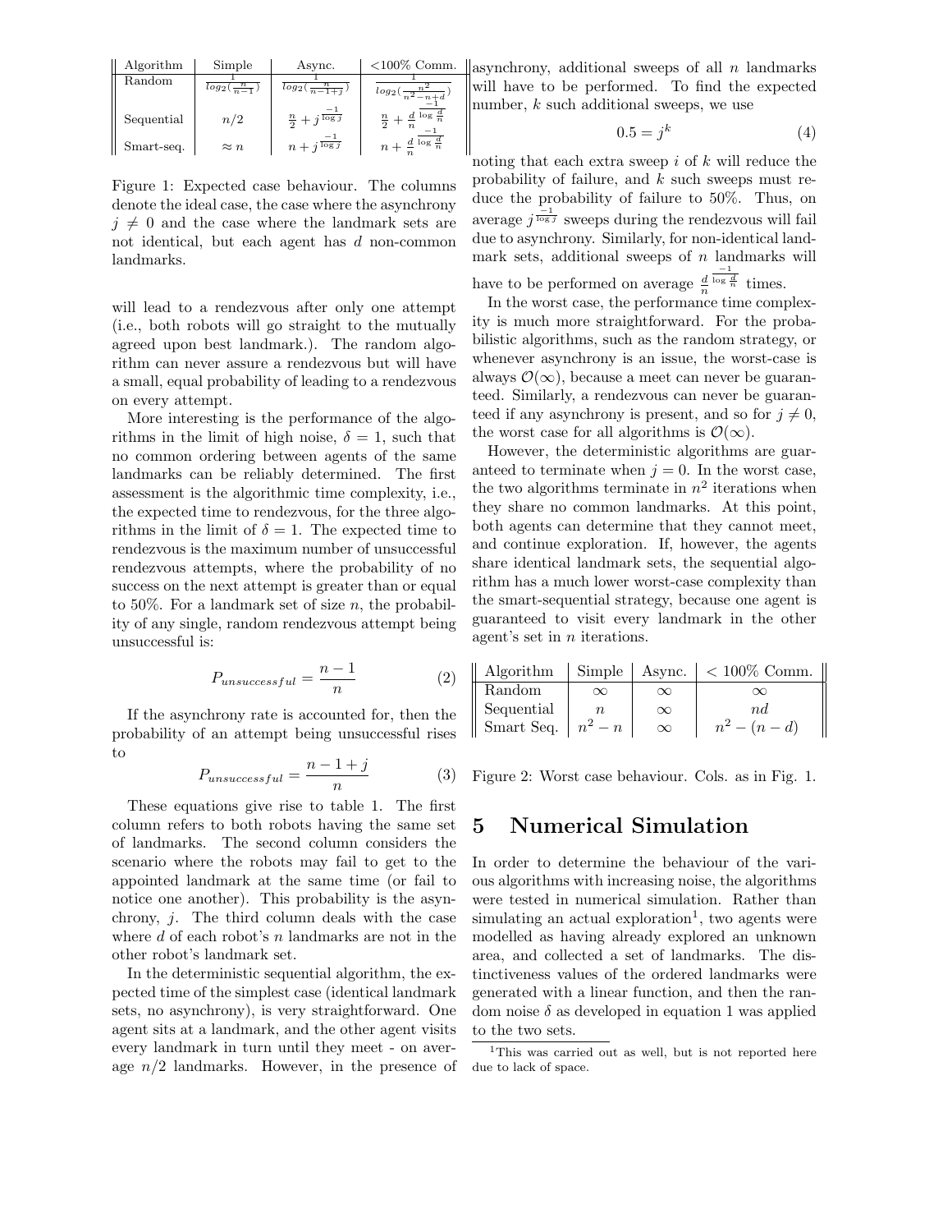| Algorithm | Simple | Async. | <100% Comm. |
|---|---|---|---|
| Random | $\frac{1}{log_2(\frac{n}{n-1})}$ | $\frac{1}{log_2(\frac{n}{n-1+j})}$ | $\frac{1}{log_2(\frac{n^2}{n^2-n+d})}$ |
| Sequential | $n/2$ | $\frac{n}{2}+j^{\frac{-1}{\log j}}$ | $\frac{n}{2}+\frac{d}{n}^{\frac{-1}{\log \frac{d}{n}}}$ |
| Smart-seq. | $\approx n$ | $n+j^{\frac{-1}{\log j}}$ | $n+\frac{d}{n}^{\frac{-1}{\log \frac{d}{n}}}$ |

Figure 1: Expected case behaviour. The columns denote the ideal case, the case where the asynchrony $j \neq 0$ and the case where the landmark sets are not identical, but each agent has $d$ non-common landmarks.

will lead to a rendezvous after only one attempt (i.e., both robots will go straight to the mutually agreed upon best landmark.). The random algorithm can never assure a rendezvous but will have a small, equal probability of leading to a rendezvous on every attempt.

More interesting is the performance of the algorithms in the limit of high noise, $\delta = 1$, such that no common ordering between agents of the same landmarks can be reliably determined. The first assessment is the algorithmic time complexity, i.e., the expected time to rendezvous, for the three algorithms in the limit of $\delta = 1$. The expected time to rendezvous is the maximum number of unsuccessful rendezvous attempts, where the probability of no success on the next attempt is greater than or equal to 50%. For a landmark set of size $n$, the probability of any single, random rendezvous attempt being unsuccessful is:

$$P_{unsuccessful} = \frac{n-1}{n} \tag{2}$$

If the asynchrony rate is accounted for, then the probability of an attempt being unsuccessful rises to

$$P_{unsuccessful} = \frac{n-1+j}{n} \tag{3}$$

These equations give rise to table 1. The first column refers to both robots having the same set of landmarks. The second column considers the scenario where the robots may fail to get to the appointed landmark at the same time (or fail to notice one another). This probability is the asynchrony, $j$. The third column deals with the case where $d$ of each robot's $n$ landmarks are not in the other robot's landmark set.

In the deterministic sequential algorithm, the expected time of the simplest case (identical landmark sets, no asynchrony), is very straightforward. One agent sits at a landmark, and the other agent visits every landmark in turn until they meet - on average $n/2$ landmarks. However, in the presence of asynchrony, additional sweeps of all $n$ landmarks will have to be performed. To find the expected number, $k$ such additional sweeps, we use

$$0.5 = j^k \tag{4}$$

noting that each extra sweep $i$ of $k$ will reduce the probability of failure, and $k$ such sweeps must reduce the probability of failure to 50%. Thus, on average $j^{\frac{-1}{\log j}}$ sweeps during the rendezvous will fail due to asynchrony. Similarly, for non-identical landmark sets, additional sweeps of $n$ landmarks will have to be performed on average $\frac{d}{n}^{\frac{-1}{\log \frac{d}{n}}}$ times.

In the worst case, the performance time complexity is much more straightforward. For the probabilistic algorithms, such as the random strategy, or whenever asynchrony is an issue, the worst-case is always $\mathcal{O}(\infty)$, because a meet can never be guaranteed. Similarly, a rendezvous can never be guaranteed if any asynchrony is present, and so for $j \neq 0$, the worst case for all algorithms is $\mathcal{O}(\infty)$.

However, the deterministic algorithms are guaranteed to terminate when $j = 0$. In the worst case, the two algorithms terminate in $n^2$ iterations when they share no common landmarks. At this point, both agents can determine that they cannot meet, and continue exploration. If, however, the agents share identical landmark sets, the sequential algorithm has a much lower worst-case complexity than the smart-sequential strategy, because one agent is guaranteed to visit every landmark in the other agent's set in $n$ iterations.

| Algorithm | Simple | Async. | < 100% Comm. |
|---|---|---|---|
| Random | $\infty$ | $\infty$ | $\infty$ |
| Sequential | $n$ | $\infty$ | $nd$ |
| Smart Seq. | $n^2-n$ | $\infty$ | $n^2-(n-d)$ |

Figure 2: Worst case behaviour. Cols. as in Fig. 1.

## 5 Numerical Simulation

In order to determine the behaviour of the various algorithms with increasing noise, the algorithms were tested in numerical simulation. Rather than simulating an actual exploration[1], two agents were modelled as having already explored an unknown area, and collected a set of landmarks. The distinctiveness values of the ordered landmarks were generated with a linear function, and then the random noise $\delta$ as developed in equation 1 was applied to the two sets.

[1]This was carried out as well, but is not reported here due to lack of space.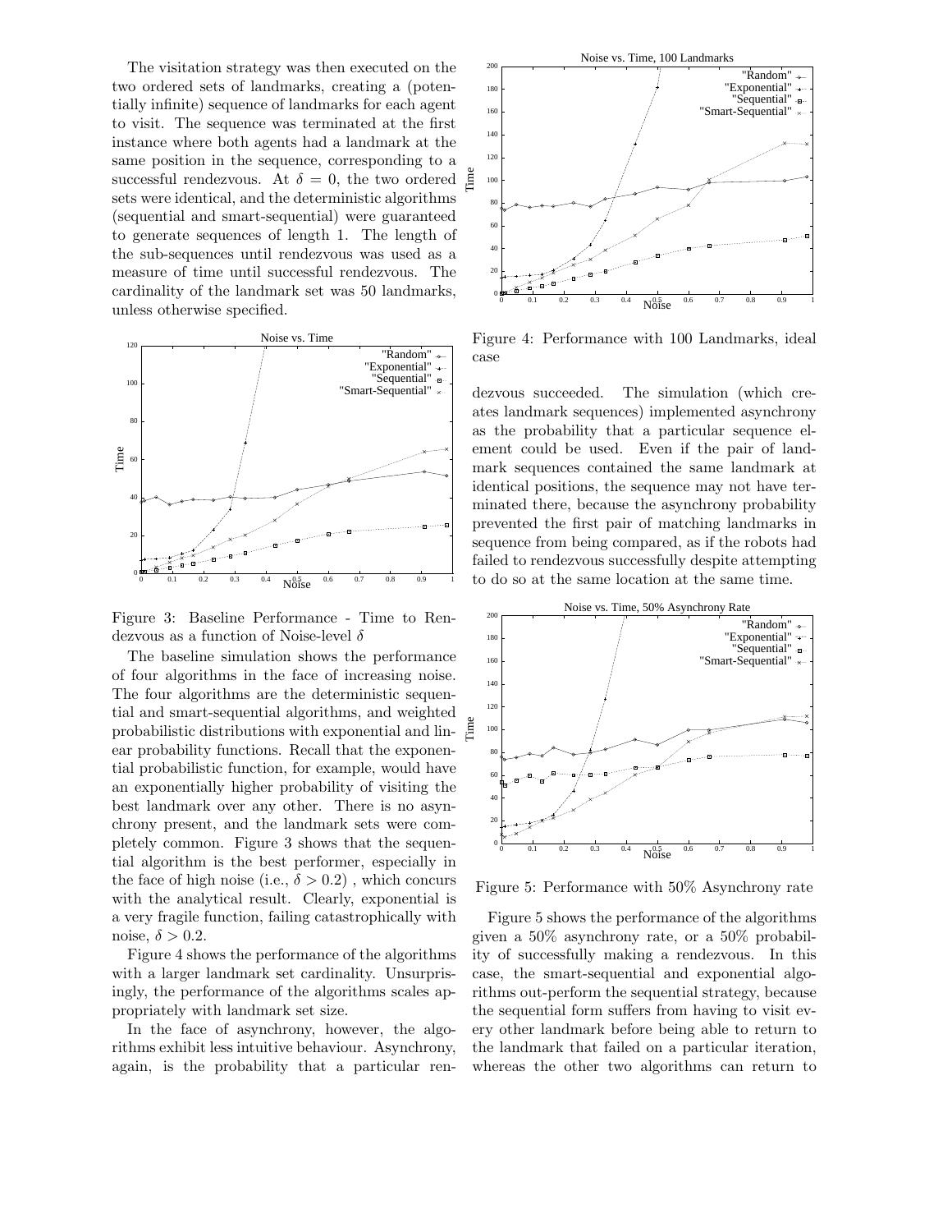The visitation strategy was then executed on the two ordered sets of landmarks, creating a (potentially infinite) sequence of landmarks for each agent to visit. The sequence was terminated at the first instance where both agents had a landmark at the same position in the sequence, corresponding to a successful rendezvous. At $\delta = 0$, the two ordered sets were identical, and the deterministic algorithms (sequential and smart-sequential) were guaranteed to generate sequences of length 1. The length of the sub-sequences until rendezvous was used as a measure of time until successful rendezvous. The cardinality of the landmark set was 50 landmarks, unless otherwise specified.

Figure 3: Baseline Performance - Time to Rendezvous as a function of Noise-level $\delta$

The baseline simulation shows the performance of four algorithms in the face of increasing noise. The four algorithms are the deterministic sequential and smart-sequential algorithms, and weighted probabilistic distributions with exponential and linear probability functions. Recall that the exponential probabilistic function, for example, would have an exponentially higher probability of visiting the best landmark over any other. There is no asynchrony present, and the landmark sets were completely common. Figure 3 shows that the sequential algorithm is the best performer, especially in the face of high noise (i.e., $\delta > 0.2$) , which concurs with the analytical result. Clearly, exponential is a very fragile function, failing catastrophically with noise, $\delta > 0.2$.

Figure 4 shows the performance of the algorithms with a larger landmark set cardinality. Unsurprisingly, the performance of the algorithms scales appropriately with landmark set size.

In the face of asynchrony, however, the algorithms exhibit less intuitive behaviour. Asynchrony, again, is the probability that a particular rendezvous succeeded. The simulation (which creates landmark sequences) implemented asynchrony as the probability that a particular sequence element could be used. Even if the pair of landmark sequences contained the same landmark at identical positions, the sequence may not have terminated there, because the asynchrony probability prevented the first pair of matching landmarks in sequence from being compared, as if the robots had failed to rendezvous successfully despite attempting to do so at the same location at the same time.

Figure 4: Performance with 100 Landmarks, ideal case

Figure 5: Performance with 50% Asynchrony rate

Figure 5 shows the performance of the algorithms given a 50% asynchrony rate, or a 50% probability of successfully making a rendezvous. In this case, the smart-sequential and exponential algorithms out-perform the sequential strategy, because the sequential form suffers from having to visit every other landmark before being able to return to the landmark that failed on a particular iteration, whereas the other two algorithms can return to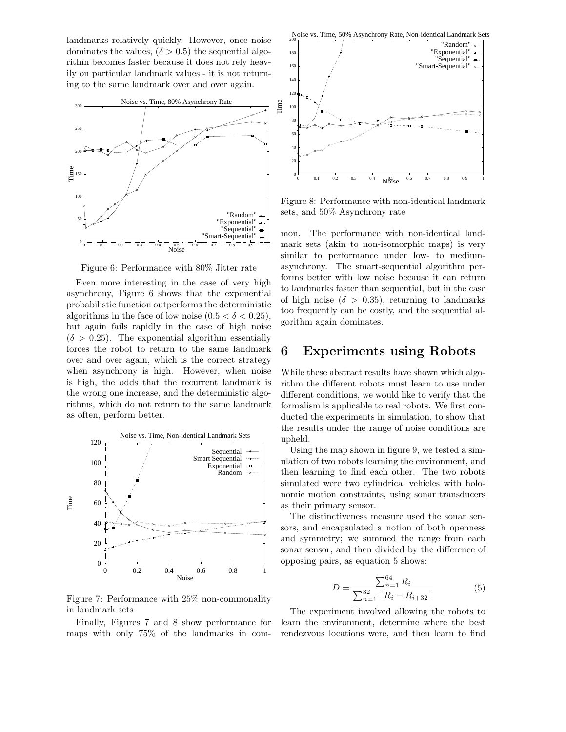landmarks relatively quickly. However, once noise dominates the values, ($\delta > 0.5$) the sequential algorithm becomes faster because it does not rely heavily on particular landmark values - it is not returning to the same landmark over and over again.

Figure 6: Performance with 80% Jitter rate

Even more interesting in the case of very high asynchrony, Figure 6 shows that the exponential probabilistic function outperforms the deterministic algorithms in the face of low noise ($0.5 < \delta < 0.25$), but again fails rapidly in the case of high noise ($\delta > 0.25$). The exponential algorithm essentially forces the robot to return to the same landmark over and over again, which is the correct strategy when asynchrony is high. However, when noise is high, the odds that the recurrent landmark is the wrong one increase, and the deterministic algorithms, which do not return to the same landmark as often, perform better.

Figure 7: Performance with 25% non-commonality in landmark sets

Finally, Figures 7 and 8 show performance for maps with only 75% of the landmarks in common. The performance with non-identical landmark sets (akin to non-isomorphic maps) is very similar to performance under low- to medium-asynchrony. The smart-sequential algorithm performs better with low noise because it can return to landmarks faster than sequential, but in the case of high noise ($\delta > 0.35$), returning to landmarks too frequently can be costly, and the sequential algorithm again dominates.

Figure 8: Performance with non-identical landmark sets, and 50% Asynchrony rate

# 6 Experiments using Robots

While these abstract results have shown which algorithm the different robots must learn to use under different conditions, we would like to verify that the formalism is applicable to real robots. We first conducted the experiments in simulation, to show that the results under the range of noise conditions are upheld.

Using the map shown in figure 9, we tested a simulation of two robots learning the environment, and then learning to find each other. The two robots simulated were two cylindrical vehicles with holonomic motion constraints, using sonar transducers as their primary sensor.

The distinctiveness measure used the sonar sensors, and encapsulated a notion of both openness and symmetry; we summed the range from each sonar sensor, and then divided by the difference of opposing pairs, as equation 5 shows:

$$D = \frac{\sum_{n=1}^{64} R_i}{\sum_{n=1}^{32} \mid R_i - R_{i+32} \mid} \tag{5}$$

The experiment involved allowing the robots to learn the environment, determine where the best rendezvous locations were, and then learn to find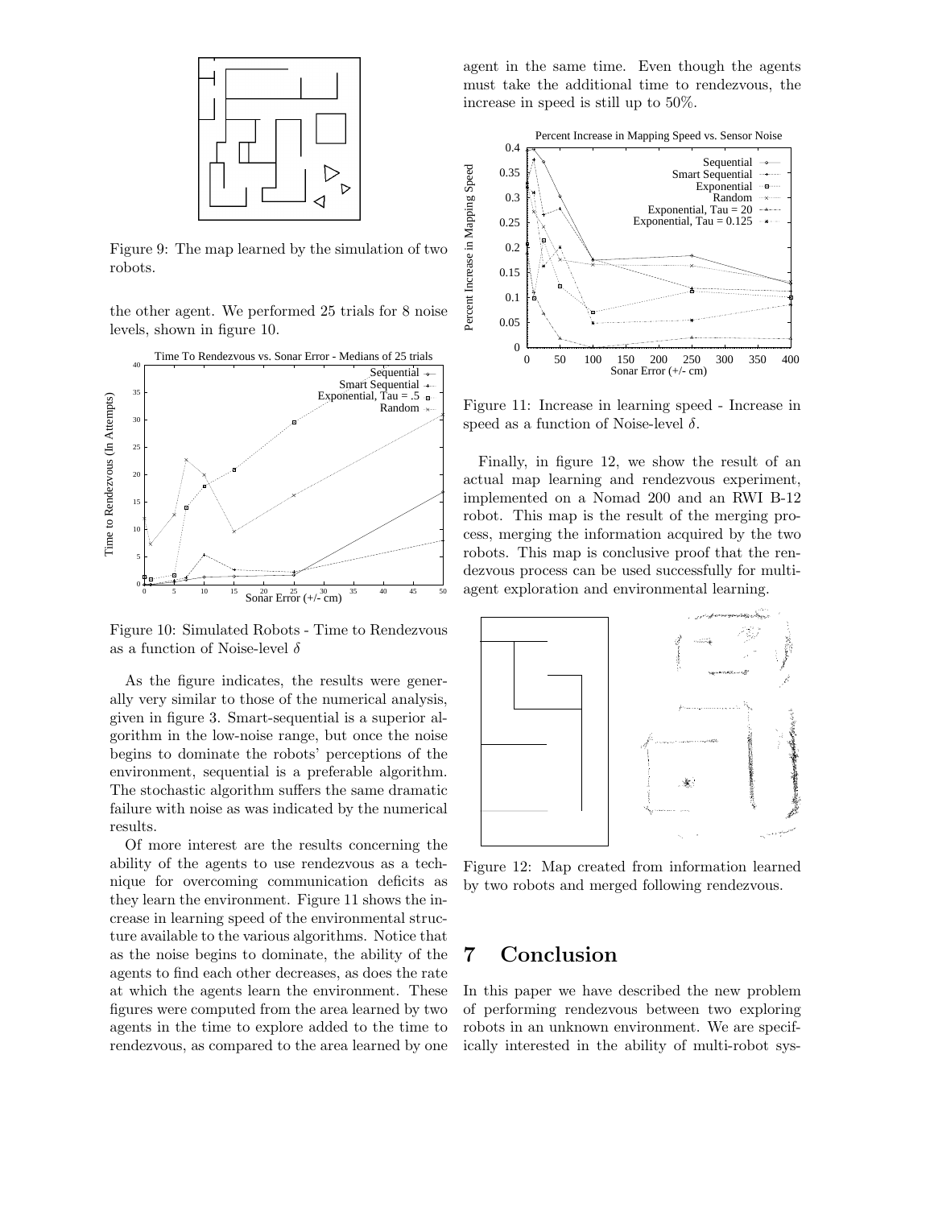Figure 9: The map learned by the simulation of two robots.

the other agent. We performed 25 trials for 8 noise levels, shown in figure 10.

Figure 10: Simulated Robots - Time to Rendezvous as a function of Noise-level $\delta$

As the figure indicates, the results were generally very similar to those of the numerical analysis, given in figure 3. Smart-sequential is a superior algorithm in the low-noise range, but once the noise begins to dominate the robots' perceptions of the environment, sequential is a preferable algorithm. The stochastic algorithm suffers the same dramatic failure with noise as was indicated by the numerical results.

Of more interest are the results concerning the ability of the agents to use rendezvous as a technique for overcoming communication deficits as they learn the environment. Figure 11 shows the increase in learning speed of the environmental structure available to the various algorithms. Notice that as the noise begins to dominate, the ability of the agents to find each other decreases, as does the rate at which the agents learn the environment. These figures were computed from the area learned by two agents in the time to explore added to the time to rendezvous, as compared to the area learned by one agent in the same time. Even though the agents must take the additional time to rendezvous, the increase in speed is still up to 50%.

Figure 11: Increase in learning speed - Increase in speed as a function of Noise-level $\delta$.

Finally, in figure 12, we show the result of an actual map learning and rendezvous experiment, implemented on a Nomad 200 and an RWI B-12 robot. This map is the result of the merging process, merging the information acquired by the two robots. This map is conclusive proof that the rendezvous process can be used successfully for multi-agent exploration and environmental learning.

Figure 12: Map created from information learned by two robots and merged following rendezvous.

# 7 Conclusion

In this paper we have described the new problem of performing rendezvous between two exploring robots in an unknown environment. We are specifically interested in the ability of multi-robot sys-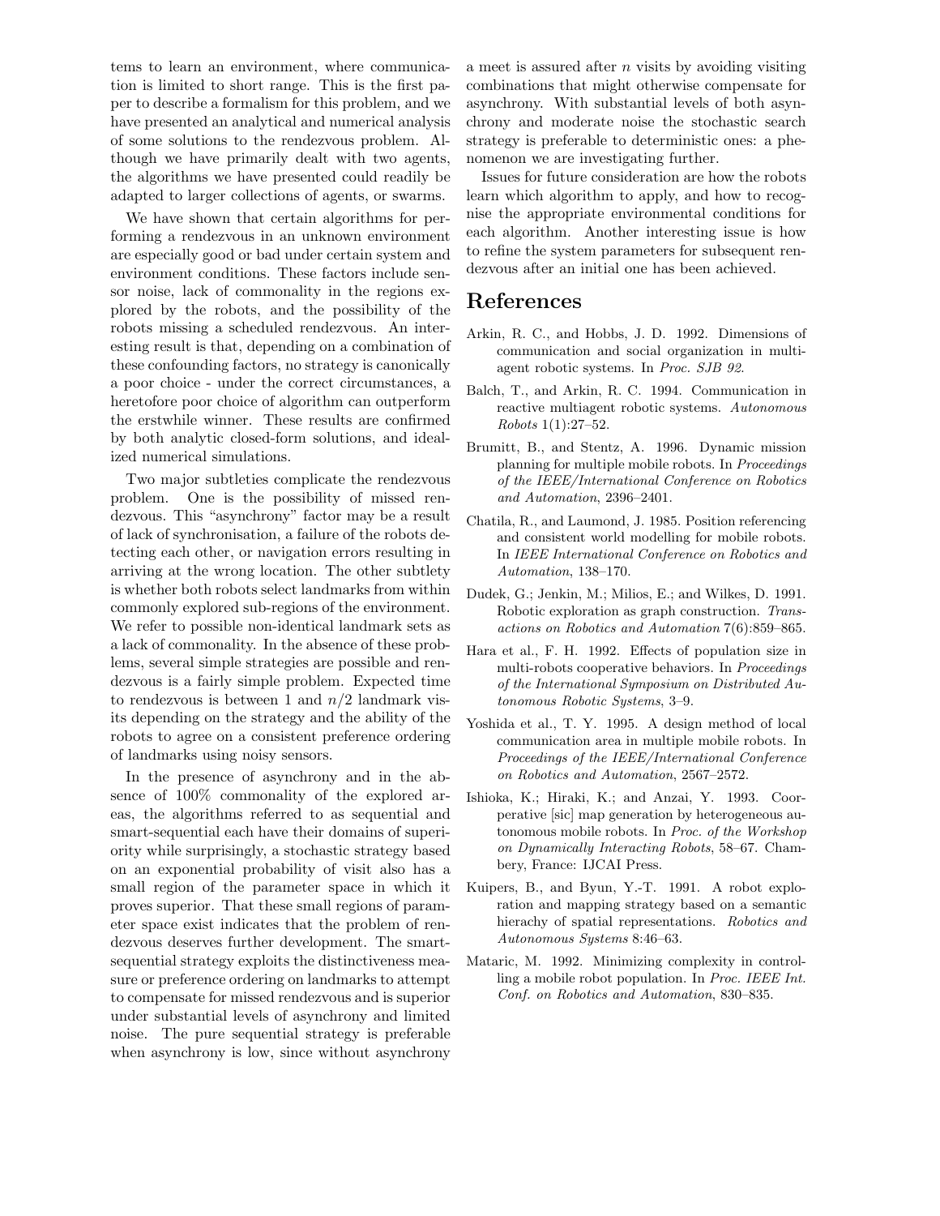tems to learn an environment, where communication is limited to short range. This is the first paper to describe a formalism for this problem, and we have presented an analytical and numerical analysis of some solutions to the rendezvous problem. Although we have primarily dealt with two agents, the algorithms we have presented could readily be adapted to larger collections of agents, or swarms.

We have shown that certain algorithms for performing a rendezvous in an unknown environment are especially good or bad under certain system and environment conditions. These factors include sensor noise, lack of commonality in the regions explored by the robots, and the possibility of the robots missing a scheduled rendezvous. An interesting result is that, depending on a combination of these confounding factors, no strategy is canonically a poor choice - under the correct circumstances, a heretofore poor choice of algorithm can outperform the erstwhile winner. These results are confirmed by both analytic closed-form solutions, and idealized numerical simulations.

Two major subtleties complicate the rendezvous problem. One is the possibility of missed rendezvous. This "asynchrony" factor may be a result of lack of synchronisation, a failure of the robots detecting each other, or navigation errors resulting in arriving at the wrong location. The other subtlety is whether both robots select landmarks from within commonly explored sub-regions of the environment. We refer to possible non-identical landmark sets as a lack of commonality. In the absence of these problems, several simple strategies are possible and rendezvous is a fairly simple problem. Expected time to rendezvous is between 1 and $n/2$ landmark visits depending on the strategy and the ability of the robots to agree on a consistent preference ordering of landmarks using noisy sensors.

In the presence of asynchrony and in the absence of 100% commonality of the explored areas, the algorithms referred to as sequential and smart-sequential each have their domains of superiority while surprisingly, a stochastic strategy based on an exponential probability of visit also has a small region of the parameter space in which it proves superior. That these small regions of parameter space exist indicates that the problem of rendezvous deserves further development. The smart-sequential strategy exploits the distinctiveness measure or preference ordering on landmarks to attempt to compensate for missed rendezvous and is superior under substantial levels of asynchrony and limited noise. The pure sequential strategy is preferable when asynchrony is low, since without asynchrony a meet is assured after $n$ visits by avoiding visiting combinations that might otherwise compensate for asynchrony. With substantial levels of both asynchrony and moderate noise the stochastic search strategy is preferable to deterministic ones: a phenomenon we are investigating further.

Issues for future consideration are how the robots learn which algorithm to apply, and how to recognise the appropriate environmental conditions for each algorithm. Another interesting issue is how to refine the system parameters for subsequent rendezvous after an initial one has been achieved.

## References

Arkin, R. C., and Hobbs, J. D. 1992. Dimensions of communication and social organization in multi-agent robotic systems. In *Proc. SJB 92*.

Balch, T., and Arkin, R. C. 1994. Communication in reactive multiagent robotic systems. *Autonomous Robots* 1(1):27–52.

Brumitt, B., and Stentz, A. 1996. Dynamic mission planning for multiple mobile robots. In *Proceedings of the IEEE/International Conference on Robotics and Automation*, 2396–2401.

Chatila, R., and Laumond, J. 1985. Position referencing and consistent world modelling for mobile robots. In *IEEE International Conference on Robotics and Automation*, 138–170.

Dudek, G.; Jenkin, M.; Milios, E.; and Wilkes, D. 1991. Robotic exploration as graph construction. *Transactions on Robotics and Automation* 7(6):859–865.

Hara et al., F. H. 1992. Effects of population size in multi-robots cooperative behaviors. In *Proceedings of the International Symposium on Distributed Autonomous Robotic Systems*, 3–9.

Yoshida et al., T. Y. 1995. A design method of local communication area in multiple mobile robots. In *Proceedings of the IEEE/International Conference on Robotics and Automation*, 2567–2572.

Ishioka, K.; Hiraki, K.; and Anzai, Y. 1993. Coorperative [sic] map generation by heterogeneous autonomous mobile robots. In *Proc. of the Workshop on Dynamically Interacting Robots*, 58–67. Chambery, France: IJCAI Press.

Kuipers, B., and Byun, Y.-T. 1991. A robot exploration and mapping strategy based on a semantic hierachy of spatial representations. *Robotics and Autonomous Systems* 8:46–63.

Mataric, M. 1992. Minimizing complexity in controlling a mobile robot population. In *Proc. IEEE Int. Conf. on Robotics and Automation*, 830–835.